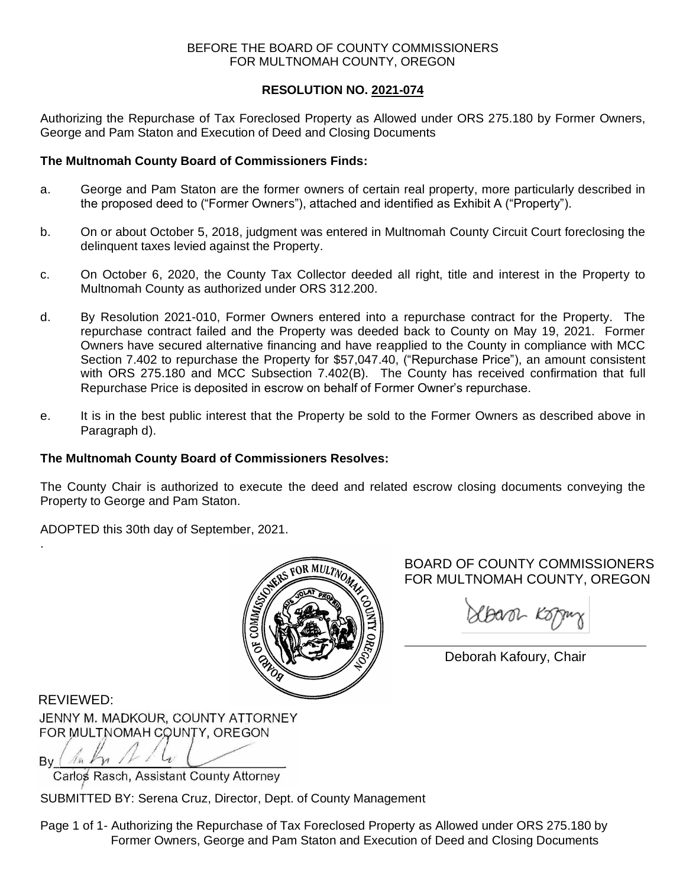BEFORE THE BOARD OF COUNTY COMMISSIONERS
FOR MULTNOMAH COUNTY, OREGON

**RESOLUTION NO. 2021-074**

Authorizing the Repurchase of Tax Foreclosed Property as Allowed under ORS 275.180 by Former Owners, George and Pam Staton and Execution of Deed and Closing Documents

**The Multnomah County Board of Commissioners Finds:**

a. George and Pam Staton are the former owners of certain real property, more particularly described in the proposed deed to ("Former Owners"), attached and identified as Exhibit A ("Property").

b. On or about October 5, 2018, judgment was entered in Multnomah County Circuit Court foreclosing the delinquent taxes levied against the Property.

c. On October 6, 2020, the County Tax Collector deeded all right, title and interest in the Property to Multnomah County as authorized under ORS 312.200.

d. By Resolution 2021-010, Former Owners entered into a repurchase contract for the Property. The repurchase contract failed and the Property was deeded back to County on May 19, 2021. Former Owners have secured alternative financing and have reapplied to the County in compliance with MCC Section 7.402 to repurchase the Property for $57,047.40, ("Repurchase Price"), an amount consistent with ORS 275.180 and MCC Subsection 7.402(B). The County has received confirmation that full Repurchase Price is deposited in escrow on behalf of Former Owner's repurchase.

e. It is in the best public interest that the Property be sold to the Former Owners as described above in Paragraph d).

**The Multnomah County Board of Commissioners Resolves:**

The County Chair is authorized to execute the deed and related escrow closing documents conveying the Property to George and Pam Staton.

ADOPTED this 30th day of September, 2021.

BOARD OF COUNTY COMMISSIONERS
FOR MULTNOMAH COUNTY, OREGON

Deborah Kafoury, Chair

REVIEWED:
JENNY M. MADKOUR, COUNTY ATTORNEY
FOR MULTNOMAH COUNTY, OREGON

By ______________________
Carlos Rasch, Assistant County Attorney

SUBMITTED BY: Serena Cruz, Director, Dept. of County Management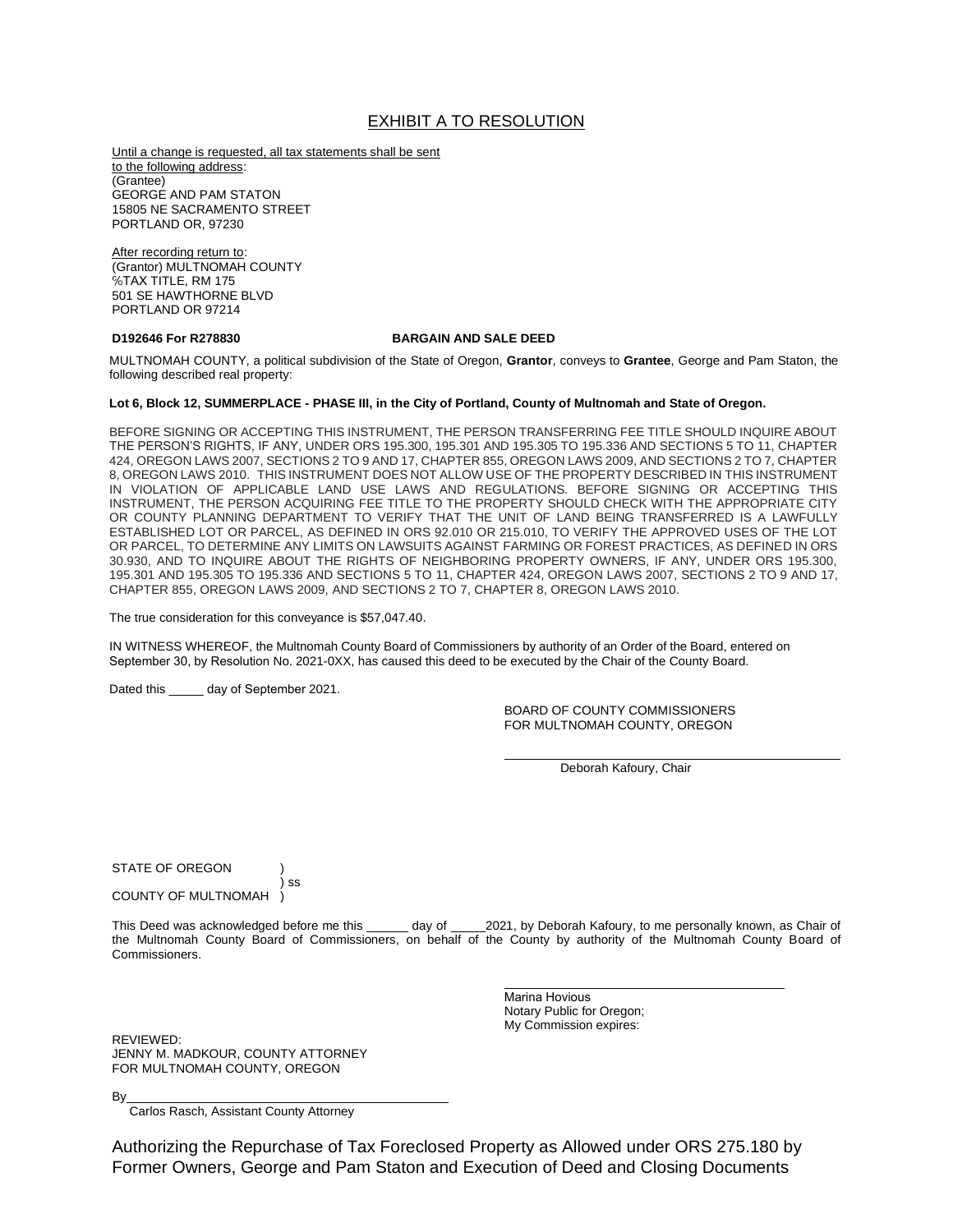# EXHIBIT A TO RESOLUTION

Until a change is requested, all tax statements shall be sent to the following address:
(Grantee)
GEORGE AND PAM STATON
15805 NE SACRAMENTO STREET
PORTLAND OR, 97230

After recording return to:
(Grantor) MULTNOMAH COUNTY
%TAX TITLE, RM 175
501 SE HAWTHORNE BLVD
PORTLAND OR 97214

**D192646 For R278830** **BARGAIN AND SALE DEED**

MULTNOMAH COUNTY, a political subdivision of the State of Oregon, **Grantor**, conveys to **Grantee**, George and Pam Staton, the following described real property:

**Lot 6, Block 12, SUMMERPLACE - PHASE III, in the City of Portland, County of Multnomah and State of Oregon.**

BEFORE SIGNING OR ACCEPTING THIS INSTRUMENT, THE PERSON TRANSFERRING FEE TITLE SHOULD INQUIRE ABOUT THE PERSON'S RIGHTS, IF ANY, UNDER ORS 195.300, 195.301 AND 195.305 TO 195.336 AND SECTIONS 5 TO 11, CHAPTER 424, OREGON LAWS 2007, SECTIONS 2 TO 9 AND 17, CHAPTER 855, OREGON LAWS 2009, AND SECTIONS 2 TO 7, CHAPTER 8, OREGON LAWS 2010. THIS INSTRUMENT DOES NOT ALLOW USE OF THE PROPERTY DESCRIBED IN THIS INSTRUMENT IN VIOLATION OF APPLICABLE LAND USE LAWS AND REGULATIONS. BEFORE SIGNING OR ACCEPTING THIS INSTRUMENT, THE PERSON ACQUIRING FEE TITLE TO THE PROPERTY SHOULD CHECK WITH THE APPROPRIATE CITY OR COUNTY PLANNING DEPARTMENT TO VERIFY THAT THE UNIT OF LAND BEING TRANSFERRED IS A LAWFULLY ESTABLISHED LOT OR PARCEL, AS DEFINED IN ORS 92.010 OR 215.010, TO VERIFY THE APPROVED USES OF THE LOT OR PARCEL, TO DETERMINE ANY LIMITS ON LAWSUITS AGAINST FARMING OR FOREST PRACTICES, AS DEFINED IN ORS 30.930, AND TO INQUIRE ABOUT THE RIGHTS OF NEIGHBORING PROPERTY OWNERS, IF ANY, UNDER ORS 195.300, 195.301 AND 195.305 TO 195.336 AND SECTIONS 5 TO 11, CHAPTER 424, OREGON LAWS 2007, SECTIONS 2 TO 9 AND 17, CHAPTER 855, OREGON LAWS 2009, AND SECTIONS 2 TO 7, CHAPTER 8, OREGON LAWS 2010.

The true consideration for this conveyance is $57,047.40.

IN WITNESS WHEREOF, the Multnomah County Board of Commissioners by authority of an Order of the Board, entered on September 30, by Resolution No. 2021-0XX, has caused this deed to be executed by the Chair of the County Board.

Dated this _____ day of September 2021.

BOARD OF COUNTY COMMISSIONERS
FOR MULTNOMAH COUNTY, OREGON

______________________________
Deborah Kafoury, Chair

STATE OF OREGON )
) ss
COUNTY OF MULTNOMAH )

This Deed was acknowledged before me this ______ day of _____2021, by Deborah Kafoury, to me personally known, as Chair of the Multnomah County Board of Commissioners, on behalf of the County by authority of the Multnomah County Board of Commissioners.

______________________________
Marina Hovious
Notary Public for Oregon;
My Commission expires:

REVIEWED:
JENNY M. MADKOUR, COUNTY ATTORNEY
FOR MULTNOMAH COUNTY, OREGON

By______________________________
Carlos Rasch, Assistant County Attorney

Authorizing the Repurchase of Tax Foreclosed Property as Allowed under ORS 275.180 by Former Owners, George and Pam Staton and Execution of Deed and Closing Documents